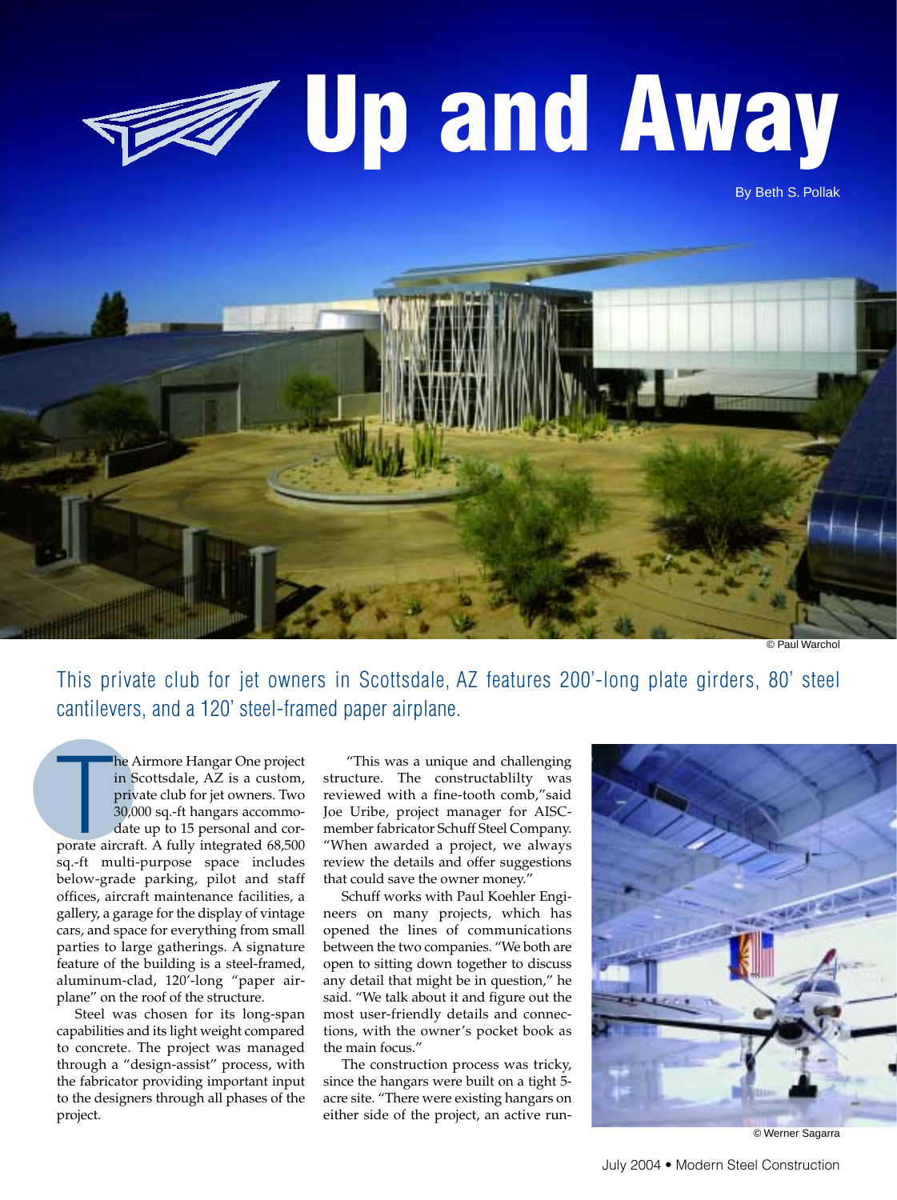# Up and Away

By Beth S. Pollak

© Paul Warchol

This private club for jet owners in Scottsdale, AZ features 200'-long plate girders, 80' steel cantilevers, and a 120' steel-framed paper airplane.

The Airmore Hangar One project in Scottsdale, AZ is a custom, private club for jet owners. Two 30,000 sq.-ft hangars accommodate up to 15 personal and corporate aircraft. A fully integrated 68,500 sq.-ft multi-purpose space includes below-grade parking, pilot and staff offices, aircraft maintenance facilities, a gallery, a garage for the display of vintage cars, and space for everything from small parties to large gatherings. A signature feature of the building is a steel-framed, aluminum-clad, 120'-long "paper airplane" on the roof of the structure.

Steel was chosen for its long-span capabilities and its light weight compared to concrete. The project was managed through a "design-assist" process, with the fabricator providing important input to the designers through all phases of the project.

"This was a unique and challenging structure. The constructablilty was reviewed with a fine-tooth comb," said Joe Uribe, project manager for AISC-member fabricator Schuff Steel Company. "When awarded a project, we always review the details and offer suggestions that could save the owner money."

Schuff works with Paul Koehler Engineers on many projects, which has opened the lines of communications between the two companies. "We both are open to sitting down together to discuss any detail that might be in question," he said. "We talk about it and figure out the most user-friendly details and connections, with the owner's pocket book as the main focus."

The construction process was tricky, since the hangars were built on a tight 5-acre site. "There were existing hangars on either side of the project, an active run-

© Werner Sagarra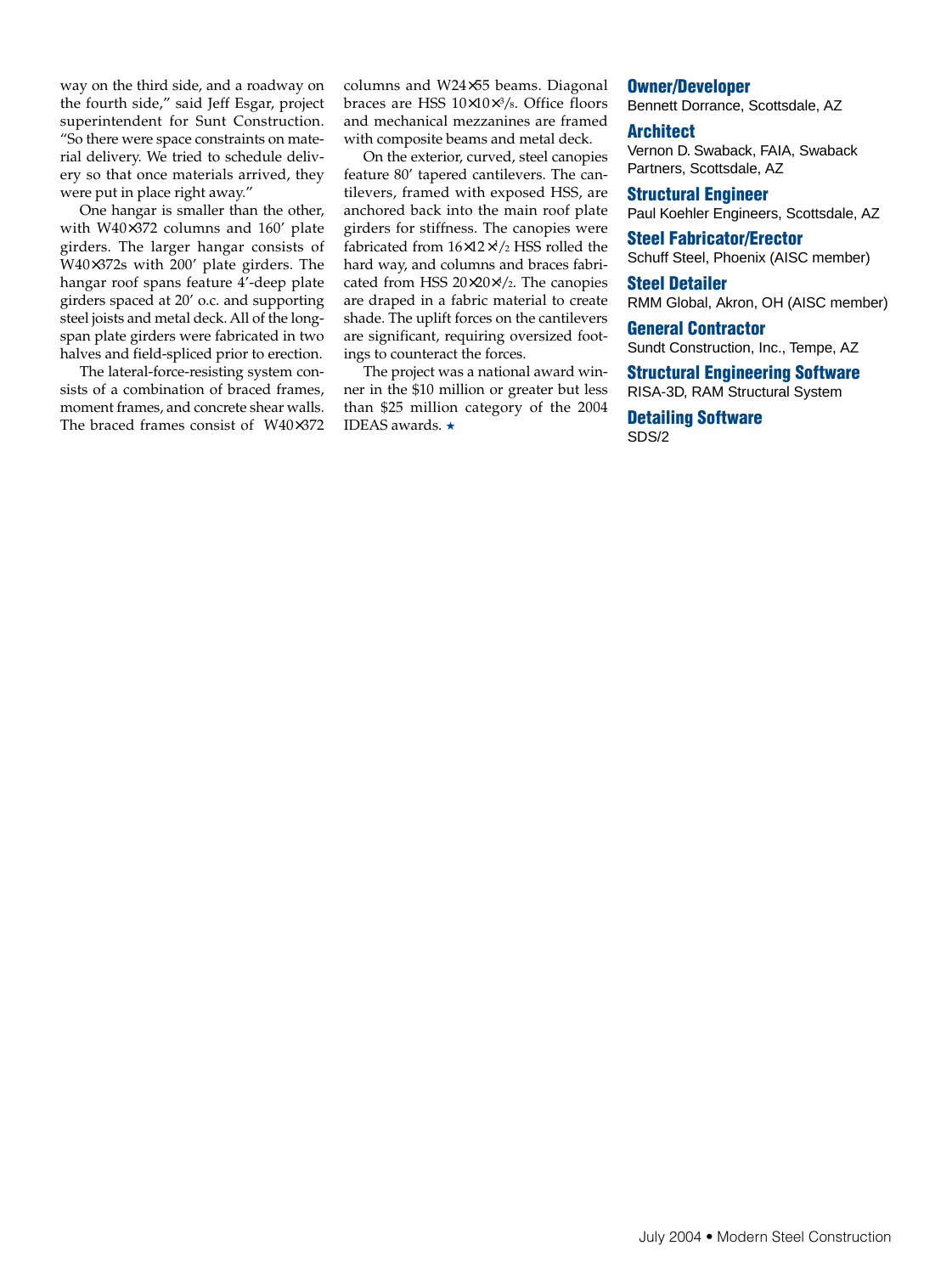way on the third side, and a roadway on the fourth side," said Jeff Esgar, project superintendent for Sunt Construction. "So there were space constraints on material delivery. We tried to schedule delivery so that once materials arrived, they were put in place right away."

One hangar is smaller than the other, with W40×372 columns and 160′ plate girders. The larger hangar consists of W40×372s with 200′ plate girders. The hangar roof spans feature 4′-deep plate girders spaced at 20′ o.c. and supporting steel joists and metal deck. All of the long-span plate girders were fabricated in two halves and field-spliced prior to erection.

The lateral-force-resisting system consists of a combination of braced frames, moment frames, and concrete shear walls. The braced frames consist of W40×372 columns and W24×55 beams. Diagonal braces are HSS 10×10×3/8. Office floors and mechanical mezzanines are framed with composite beams and metal deck.

On the exterior, curved, steel canopies feature 80′ tapered cantilevers. The cantilevers, framed with exposed HSS, are anchored back into the main roof plate girders for stiffness. The canopies were fabricated from 16×12×1/2 HSS rolled the hard way, and columns and braces fabricated from HSS 20×20×1/2. The canopies are draped in a fabric material to create shade. The uplift forces on the cantilevers are significant, requiring oversized footings to counteract the forces.

The project was a national award winner in the $10 million or greater but less than $25 million category of the 2004 IDEAS awards. ★

**Owner/Developer**
Bennett Dorrance, Scottsdale, AZ

**Architect**
Vernon D. Swaback, FAIA, Swaback Partners, Scottsdale, AZ

**Structural Engineer**
Paul Koehler Engineers, Scottsdale, AZ

**Steel Fabricator/Erector**
Schuff Steel, Phoenix (AISC member)

**Steel Detailer**
RMM Global, Akron, OH (AISC member)

**General Contractor**
Sundt Construction, Inc., Tempe, AZ

**Structural Engineering Software**
RISA-3D, RAM Structural System

**Detailing Software**
SDS/2